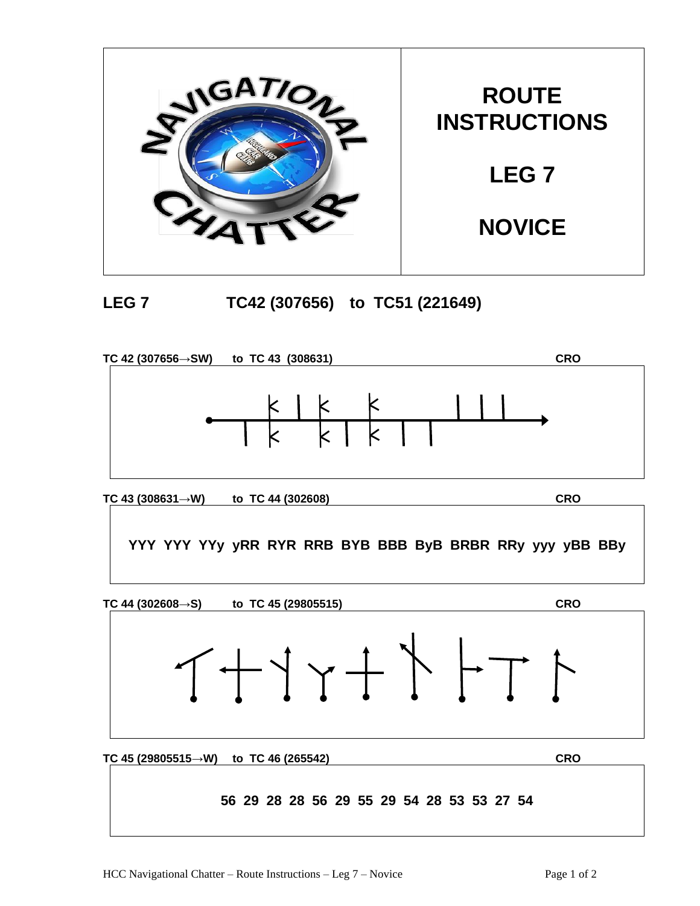# ROUTE INSTRUCTIONS

# LEG 7

# NOVICE

## LEG 7 TC42 (307656) to TC51 (221649)

**TC 42 (307656→SW) to TC 43 (308631)** **CRO**

**TC 43 (308631→W) to TC 44 (302608)** **CRO**

**YYY YYY YYy yRR RYR RRB BYB BBB ByB BRBR RRy yyy yBB BBy**

**TC 44 (302608→S) to TC 45 (29805515)** **CRO**

**TC 45 (29805515→W) to TC 46 (265542)** **CRO**

**56 29 28 28 56 29 55 29 54 28 53 53 27 54**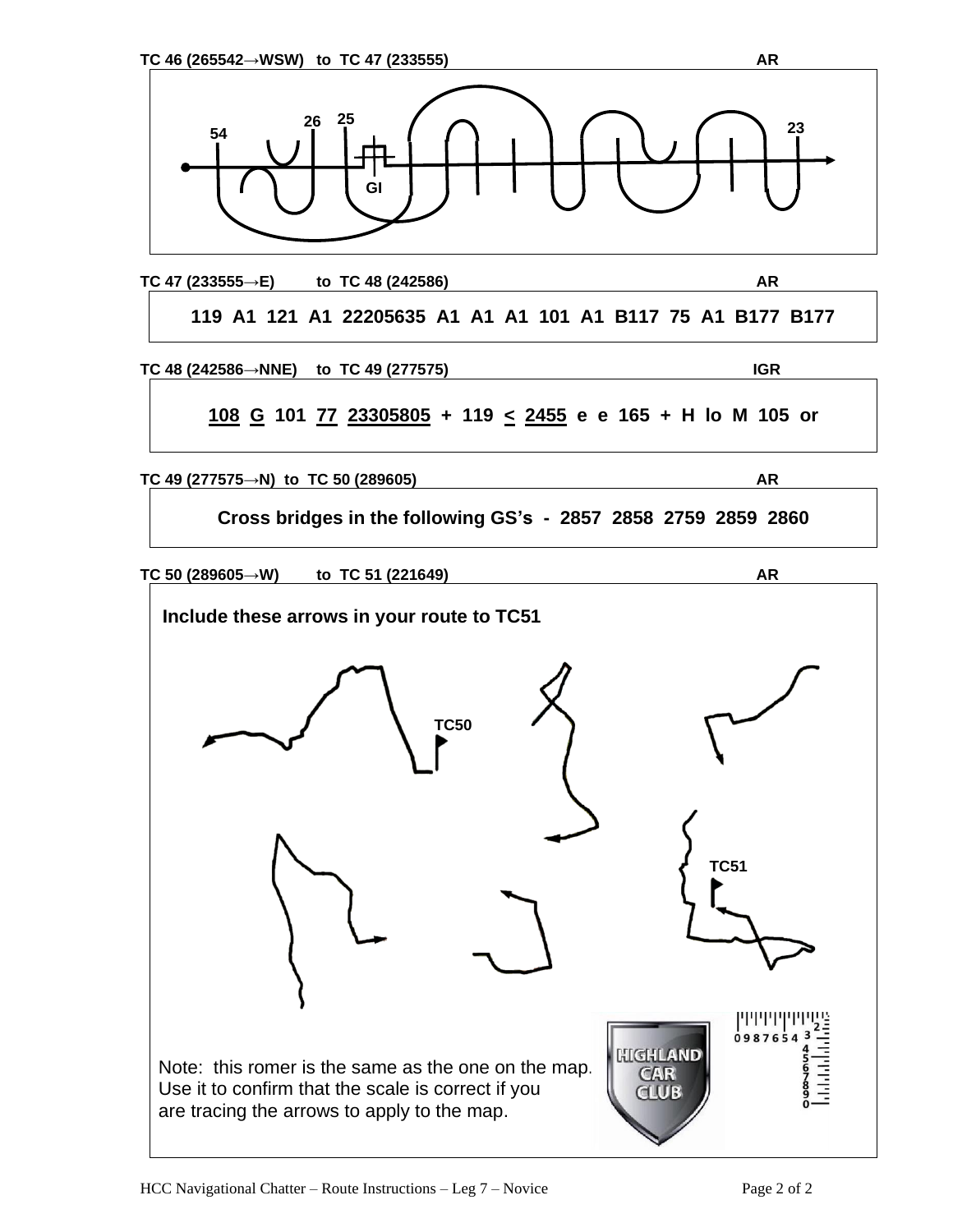**TC 46 (265542→WSW) to TC 47 (233555)** **AR**

54 26 25 23

GI

**TC 47 (233555→E) to TC 48 (242586)** **AR**

**119 A1 121 A1 22205635 A1 A1 A1 101 A1 B117 75 A1 B177 B177**

**TC 48 (242586→NNE) to TC 49 (277575)** **IGR**

**108 G 101 77 23305805 + 119 < 2455 e e 165 + H lo M 105 or**

**TC 49 (277575→N) to TC 50 (289605)** **AR**

**Cross bridges in the following GS's - 2857 2858 2759 2859 2860**

**TC 50 (289605→W) to TC 51 (221649)** **AR**

**Include these arrows in your route to TC51**

TC50

TC51

Note: this romer is the same as the one on the map. Use it to confirm that the scale is correct if you are tracing the arrows to apply to the map.

HIGHLAND CAR CLUB

0 9 8 7 6 5 4 3 2

4 5 6 7 8 9 0

HCC Navigational Chatter – Route Instructions – Leg 7 – Novice